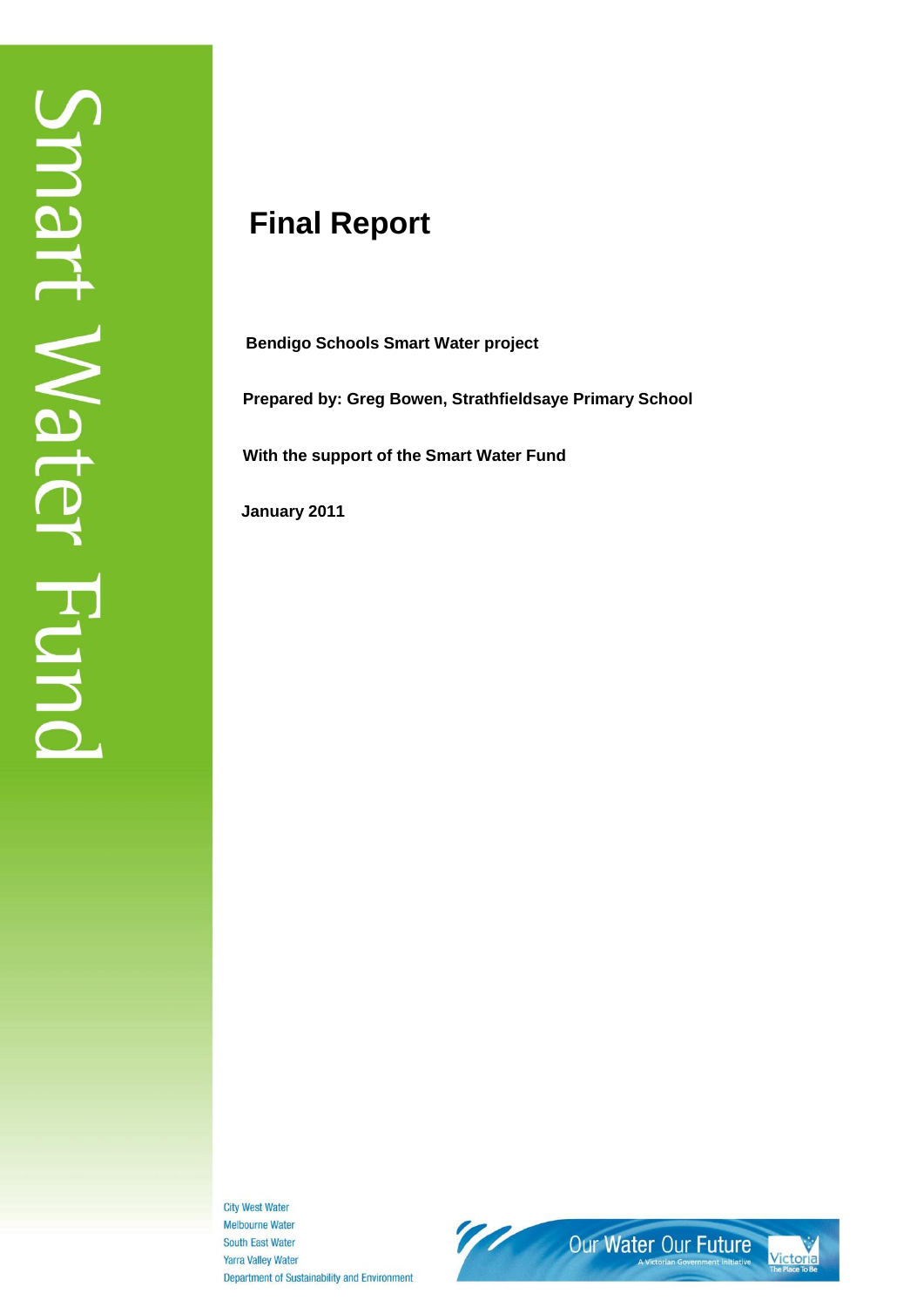Smart Water Fund

# Final Report

**Bendigo Schools Smart Water project**

**Prepared by: Greg Bowen, Strathfieldsaye Primary School**

**With the support of the Smart Water Fund**

**January 2011**

City West Water
Melbourne Water
South East Water
Yarra Valley Water
Department of Sustainability and Environment

Our Water Our Future
A Victorian Government Initiative

Victoria The Place To Be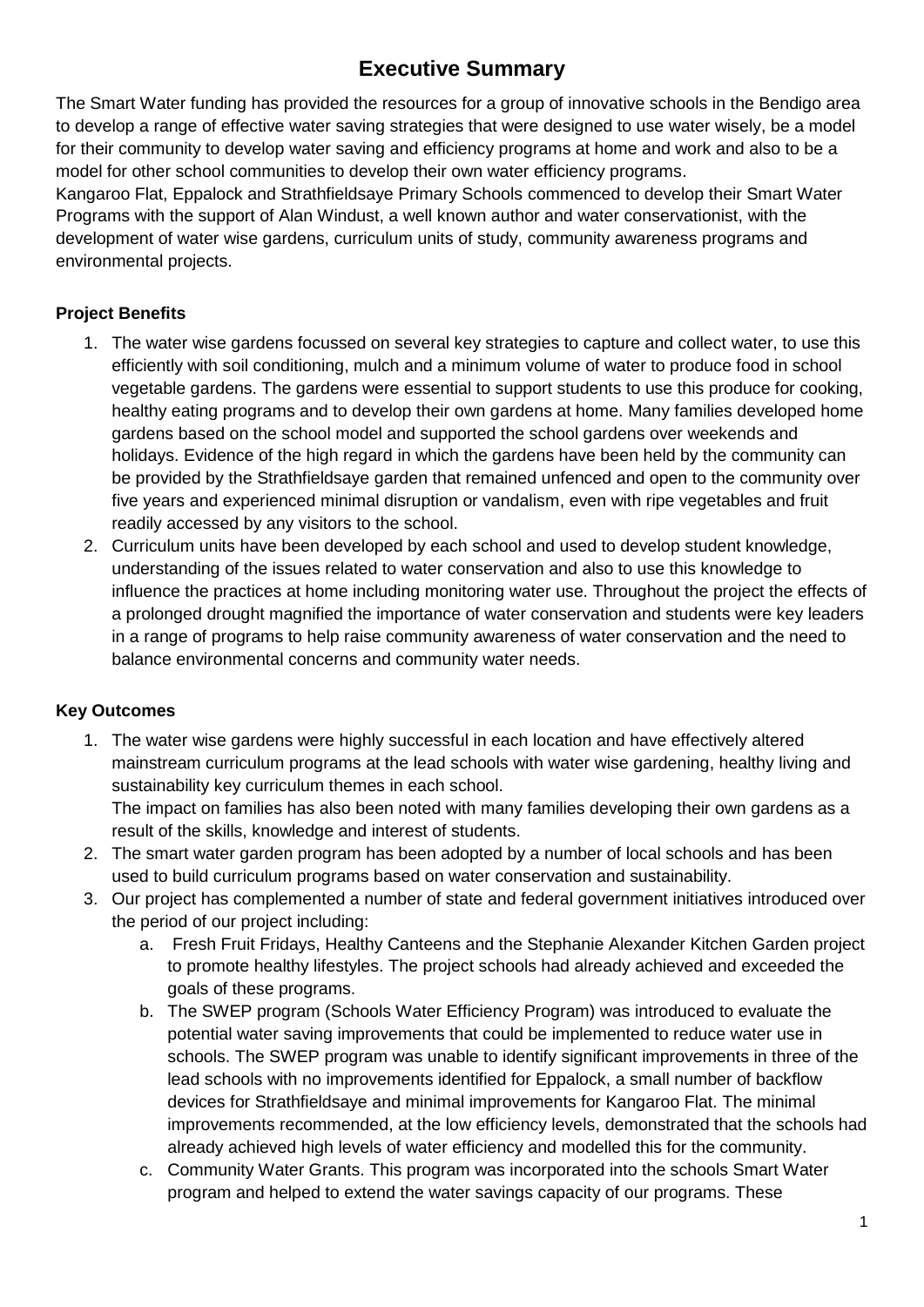# Executive Summary

The Smart Water funding has provided the resources for a group of innovative schools in the Bendigo area to develop a range of effective water saving strategies that were designed to use water wisely, be a model for their community to develop water saving and efficiency programs at home and work and also to be a model for other school communities to develop their own water efficiency programs.

Kangaroo Flat, Eppalock and Strathfieldsaye Primary Schools commenced to develop their Smart Water Programs with the support of Alan Windust, a well known author and water conservationist, with the development of water wise gardens, curriculum units of study, community awareness programs and environmental projects.

### Project Benefits

1. The water wise gardens focussed on several key strategies to capture and collect water, to use this efficiently with soil conditioning, mulch and a minimum volume of water to produce food in school vegetable gardens. The gardens were essential to support students to use this produce for cooking, healthy eating programs and to develop their own gardens at home. Many families developed home gardens based on the school model and supported the school gardens over weekends and holidays. Evidence of the high regard in which the gardens have been held by the community can be provided by the Strathfieldsaye garden that remained unfenced and open to the community over five years and experienced minimal disruption or vandalism, even with ripe vegetables and fruit readily accessed by any visitors to the school.
2. Curriculum units have been developed by each school and used to develop student knowledge, understanding of the issues related to water conservation and also to use this knowledge to influence the practices at home including monitoring water use. Throughout the project the effects of a prolonged drought magnified the importance of water conservation and students were key leaders in a range of programs to help raise community awareness of water conservation and the need to balance environmental concerns and community water needs.

### Key Outcomes

1. The water wise gardens were highly successful in each location and have effectively altered mainstream curriculum programs at the lead schools with water wise gardening, healthy living and sustainability key curriculum themes in each school.
   The impact on families has also been noted with many families developing their own gardens as a result of the skills, knowledge and interest of students.
2. The smart water garden program has been adopted by a number of local schools and has been used to build curriculum programs based on water conservation and sustainability.
3. Our project has complemented a number of state and federal government initiatives introduced over the period of our project including:
   a. Fresh Fruit Fridays, Healthy Canteens and the Stephanie Alexander Kitchen Garden project to promote healthy lifestyles. The project schools had already achieved and exceeded the goals of these programs.
   b. The SWEP program (Schools Water Efficiency Program) was introduced to evaluate the potential water saving improvements that could be implemented to reduce water use in schools. The SWEP program was unable to identify significant improvements in three of the lead schools with no improvements identified for Eppalock, a small number of backflow devices for Strathfieldsaye and minimal improvements for Kangaroo Flat. The minimal improvements recommended, at the low efficiency levels, demonstrated that the schools had already achieved high levels of water efficiency and modelled this for the community.
   c. Community Water Grants. This program was incorporated into the schools Smart Water program and helped to extend the water savings capacity of our programs. These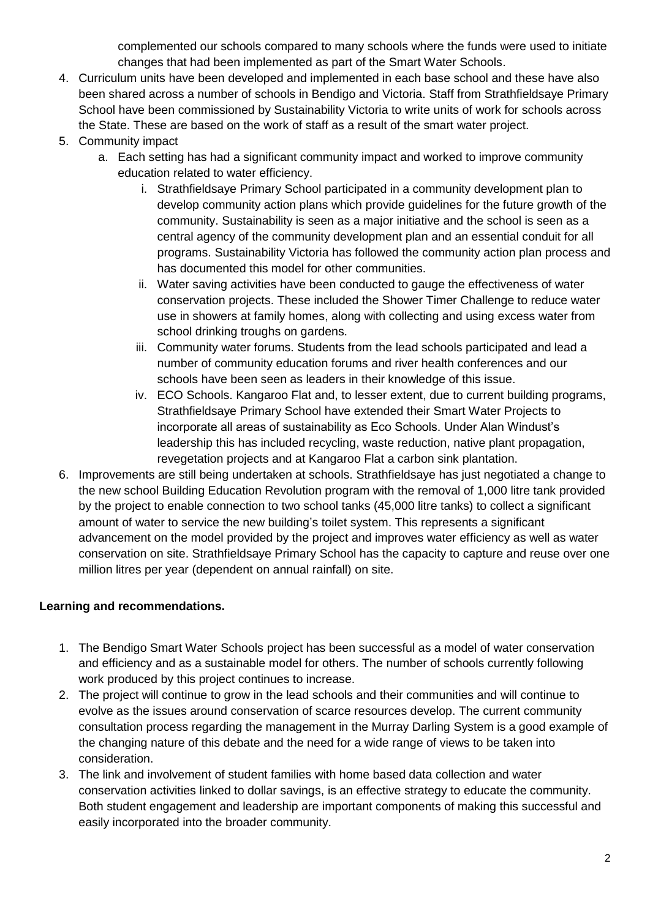complemented our schools compared to many schools where the funds were used to initiate changes that had been implemented as part of the Smart Water Schools.

4. Curriculum units have been developed and implemented in each base school and these have also been shared across a number of schools in Bendigo and Victoria. Staff from Strathfieldsaye Primary School have been commissioned by Sustainability Victoria to write units of work for schools across the State. These are based on the work of staff as a result of the smart water project.
5. Community impact
    a. Each setting has had a significant community impact and worked to improve community education related to water efficiency.
        i. Strathfieldsaye Primary School participated in a community development plan to develop community action plans which provide guidelines for the future growth of the community. Sustainability is seen as a major initiative and the school is seen as a central agency of the community development plan and an essential conduit for all programs. Sustainability Victoria has followed the community action plan process and has documented this model for other communities.
        ii. Water saving activities have been conducted to gauge the effectiveness of water conservation projects. These included the Shower Timer Challenge to reduce water use in showers at family homes, along with collecting and using excess water from school drinking troughs on gardens.
        iii. Community water forums. Students from the lead schools participated and lead a number of community education forums and river health conferences and our schools have been seen as leaders in their knowledge of this issue.
        iv. ECO Schools. Kangaroo Flat and, to lesser extent, due to current building programs, Strathfieldsaye Primary School have extended their Smart Water Projects to incorporate all areas of sustainability as Eco Schools. Under Alan Windust's leadership this has included recycling, waste reduction, native plant propagation, revegetation projects and at Kangaroo Flat a carbon sink plantation.
6. Improvements are still being undertaken at schools. Strathfieldsaye has just negotiated a change to the new school Building Education Revolution program with the removal of 1,000 litre tank provided by the project to enable connection to two school tanks (45,000 litre tanks) to collect a significant amount of water to service the new building's toilet system. This represents a significant advancement on the model provided by the project and improves water efficiency as well as water conservation on site. Strathfieldsaye Primary School has the capacity to capture and reuse over one million litres per year (dependent on annual rainfall) on site.

**Learning and recommendations.**

1. The Bendigo Smart Water Schools project has been successful as a model of water conservation and efficiency and as a sustainable model for others. The number of schools currently following work produced by this project continues to increase.
2. The project will continue to grow in the lead schools and their communities and will continue to evolve as the issues around conservation of scarce resources develop. The current community consultation process regarding the management in the Murray Darling System is a good example of the changing nature of this debate and the need for a wide range of views to be taken into consideration.
3. The link and involvement of student families with home based data collection and water conservation activities linked to dollar savings, is an effective strategy to educate the community. Both student engagement and leadership are important components of making this successful and easily incorporated into the broader community.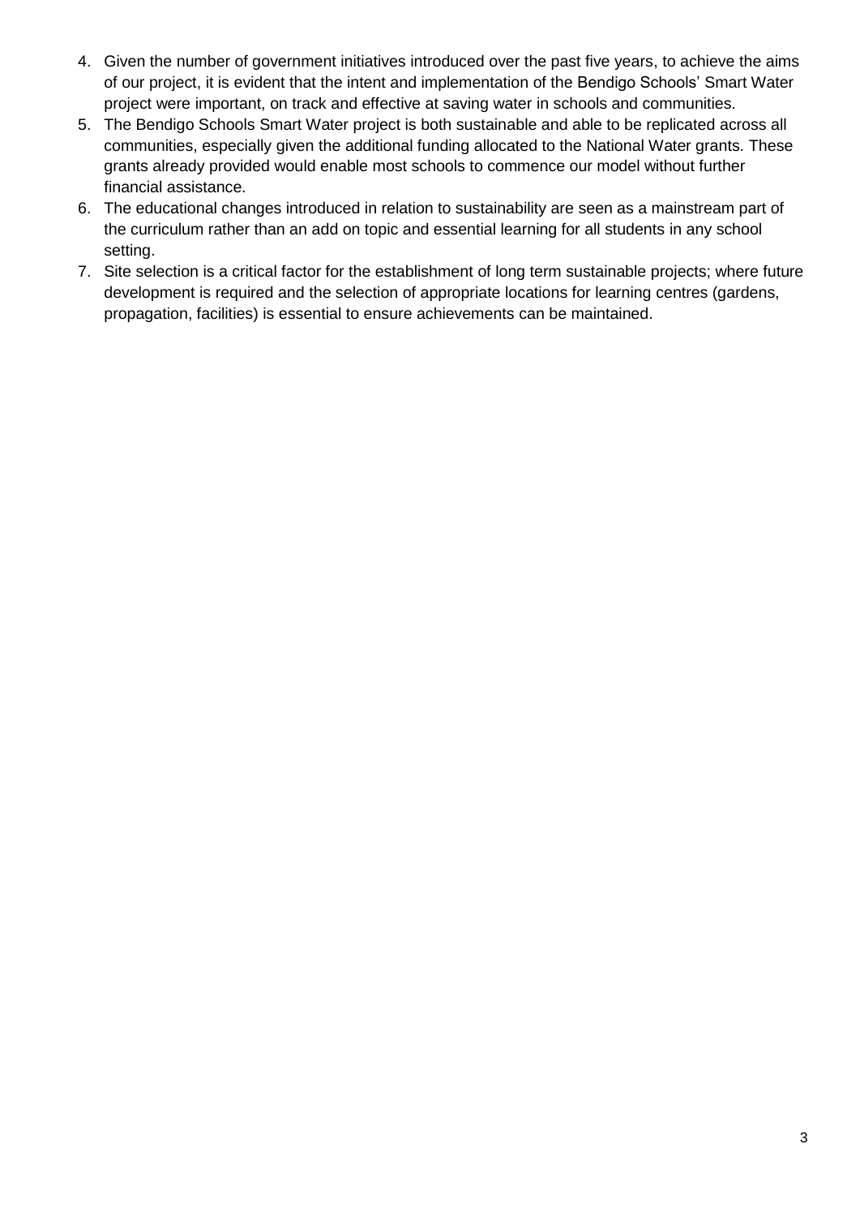4. Given the number of government initiatives introduced over the past five years, to achieve the aims of our project, it is evident that the intent and implementation of the Bendigo Schools' Smart Water project were important, on track and effective at saving water in schools and communities.
5. The Bendigo Schools Smart Water project is both sustainable and able to be replicated across all communities, especially given the additional funding allocated to the National Water grants. These grants already provided would enable most schools to commence our model without further financial assistance.
6. The educational changes introduced in relation to sustainability are seen as a mainstream part of the curriculum rather than an add on topic and essential learning for all students in any school setting.
7. Site selection is a critical factor for the establishment of long term sustainable projects; where future development is required and the selection of appropriate locations for learning centres (gardens, propagation, facilities) is essential to ensure achievements can be maintained.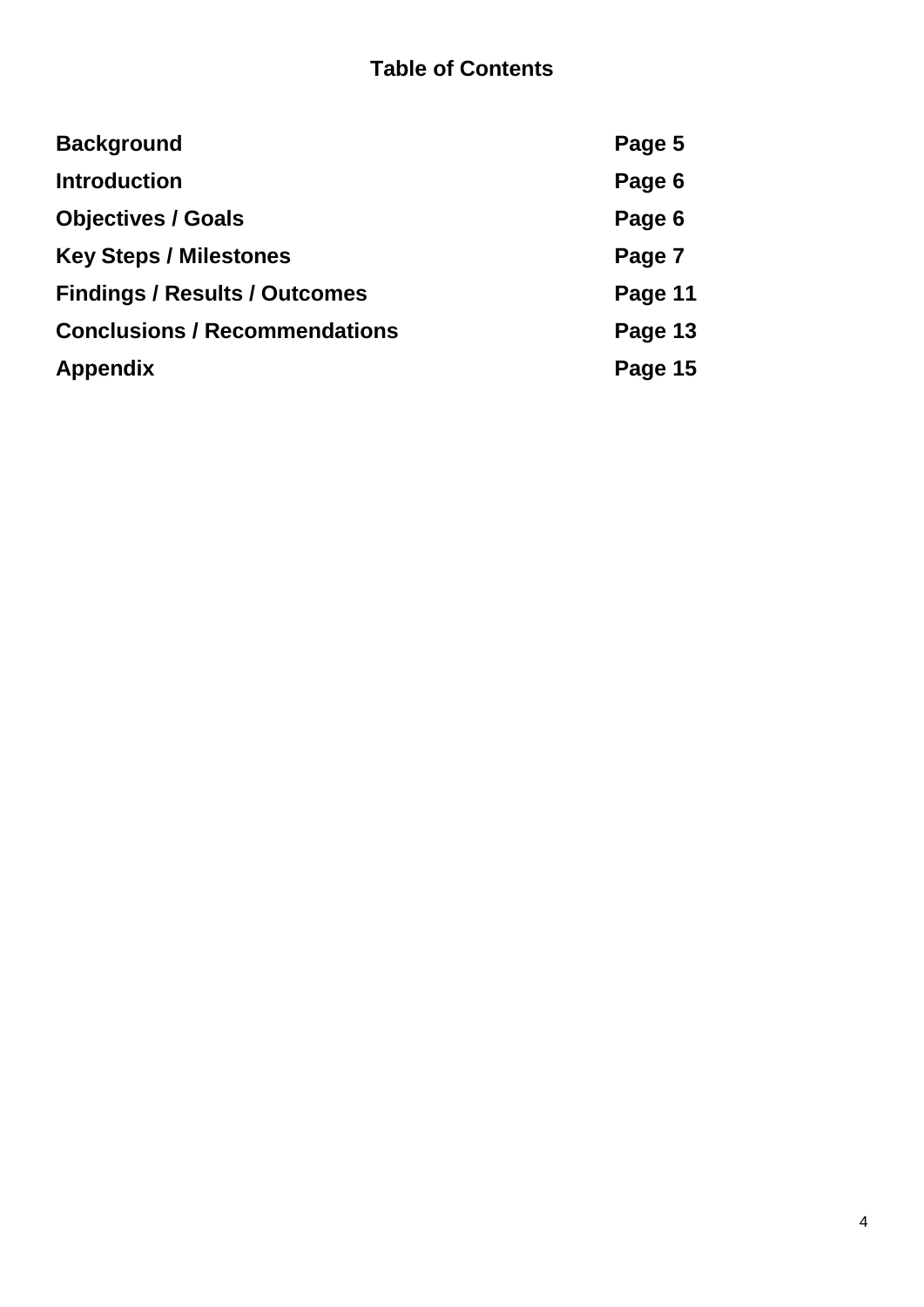# Table of Contents

| | |
|---|---|
| **Background** | **Page 5** |
| **Introduction** | **Page 6** |
| **Objectives / Goals** | **Page 6** |
| **Key Steps / Milestones** | **Page 7** |
| **Findings / Results / Outcomes** | **Page 11** |
| **Conclusions / Recommendations** | **Page 13** |
| **Appendix** | **Page 15** |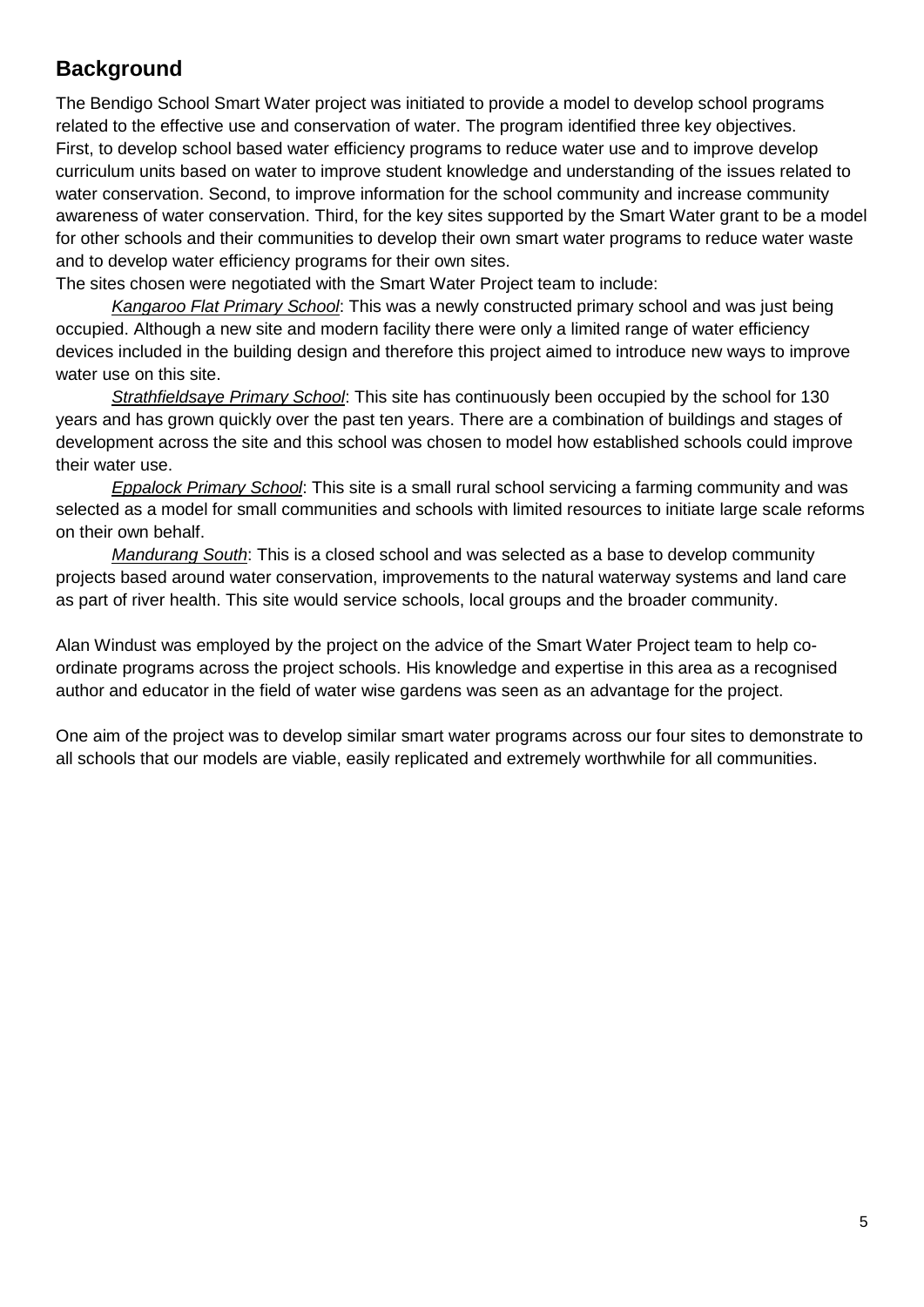## Background

The Bendigo School Smart Water project was initiated to provide a model to develop school programs related to the effective use and conservation of water. The program identified three key objectives. First, to develop school based water efficiency programs to reduce water use and to improve develop curriculum units based on water to improve student knowledge and understanding of the issues related to water conservation. Second, to improve information for the school community and increase community awareness of water conservation. Third, for the key sites supported by the Smart Water grant to be a model for other schools and their communities to develop their own smart water programs to reduce water waste and to develop water efficiency programs for their own sites.

The sites chosen were negotiated with the Smart Water Project team to include:

*Kangaroo Flat Primary School*: This was a newly constructed primary school and was just being occupied. Although a new site and modern facility there were only a limited range of water efficiency devices included in the building design and therefore this project aimed to introduce new ways to improve water use on this site.

*Strathfieldsaye Primary School*: This site has continuously been occupied by the school for 130 years and has grown quickly over the past ten years. There are a combination of buildings and stages of development across the site and this school was chosen to model how established schools could improve their water use.

*Eppalock Primary School*: This site is a small rural school servicing a farming community and was selected as a model for small communities and schools with limited resources to initiate large scale reforms on their own behalf.

*Mandurang South*: This is a closed school and was selected as a base to develop community projects based around water conservation, improvements to the natural waterway systems and land care as part of river health. This site would service schools, local groups and the broader community.

Alan Windust was employed by the project on the advice of the Smart Water Project team to help co-ordinate programs across the project schools. His knowledge and expertise in this area as a recognised author and educator in the field of water wise gardens was seen as an advantage for the project.

One aim of the project was to develop similar smart water programs across our four sites to demonstrate to all schools that our models are viable, easily replicated and extremely worthwhile for all communities.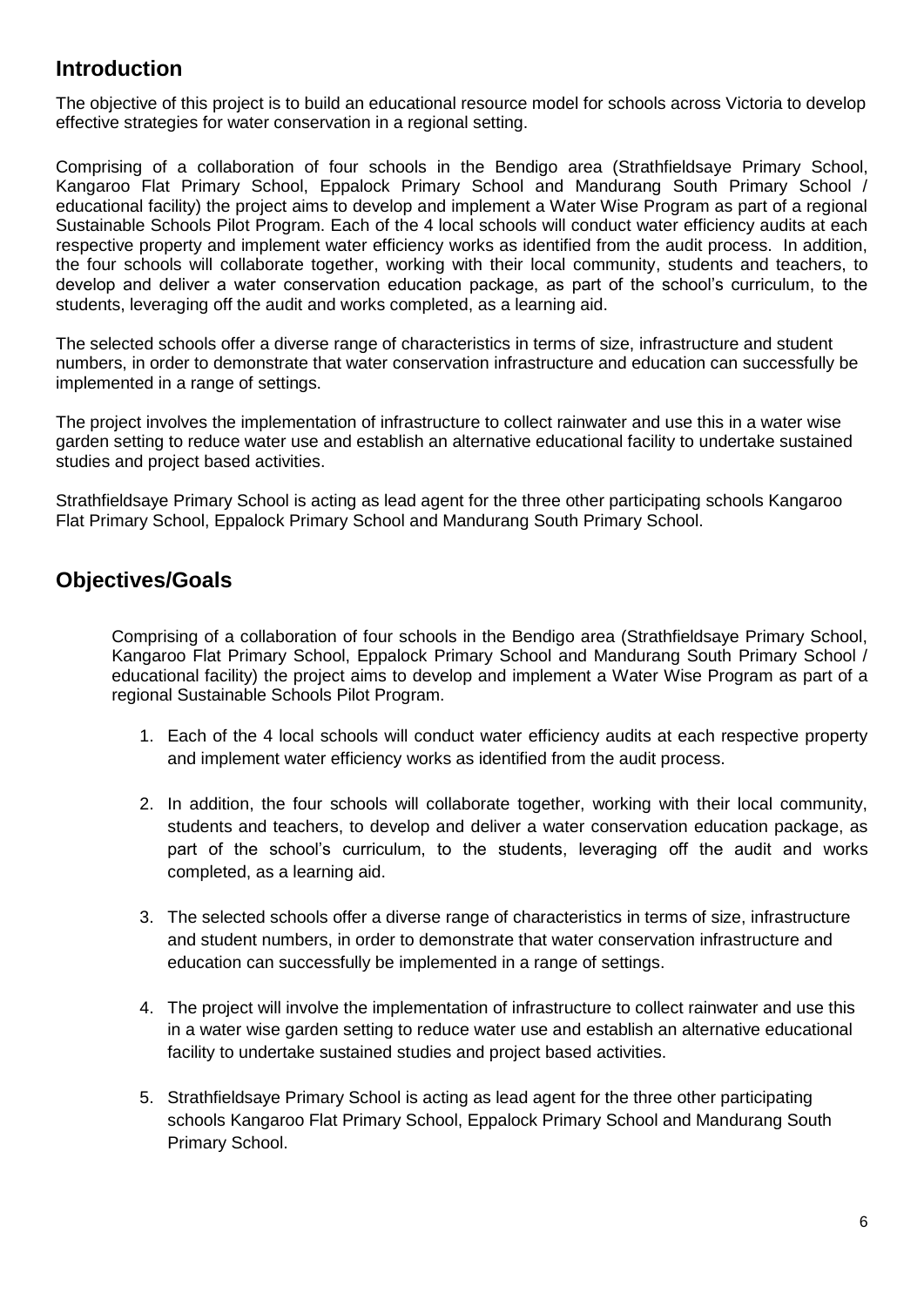## Introduction

The objective of this project is to build an educational resource model for schools across Victoria to develop effective strategies for water conservation in a regional setting.

Comprising of a collaboration of four schools in the Bendigo area (Strathfieldsaye Primary School, Kangaroo Flat Primary School, Eppalock Primary School and Mandurang South Primary School / educational facility) the project aims to develop and implement a Water Wise Program as part of a regional Sustainable Schools Pilot Program. Each of the 4 local schools will conduct water efficiency audits at each respective property and implement water efficiency works as identified from the audit process. In addition, the four schools will collaborate together, working with their local community, students and teachers, to develop and deliver a water conservation education package, as part of the school's curriculum, to the students, leveraging off the audit and works completed, as a learning aid.

The selected schools offer a diverse range of characteristics in terms of size, infrastructure and student numbers, in order to demonstrate that water conservation infrastructure and education can successfully be implemented in a range of settings.

The project involves the implementation of infrastructure to collect rainwater and use this in a water wise garden setting to reduce water use and establish an alternative educational facility to undertake sustained studies and project based activities.

Strathfieldsaye Primary School is acting as lead agent for the three other participating schools Kangaroo Flat Primary School, Eppalock Primary School and Mandurang South Primary School.

## Objectives/Goals

Comprising of a collaboration of four schools in the Bendigo area (Strathfieldsaye Primary School, Kangaroo Flat Primary School, Eppalock Primary School and Mandurang South Primary School / educational facility) the project aims to develop and implement a Water Wise Program as part of a regional Sustainable Schools Pilot Program.

1. Each of the 4 local schools will conduct water efficiency audits at each respective property and implement water efficiency works as identified from the audit process.

2. In addition, the four schools will collaborate together, working with their local community, students and teachers, to develop and deliver a water conservation education package, as part of the school's curriculum, to the students, leveraging off the audit and works completed, as a learning aid.

3. The selected schools offer a diverse range of characteristics in terms of size, infrastructure and student numbers, in order to demonstrate that water conservation infrastructure and education can successfully be implemented in a range of settings.

4. The project will involve the implementation of infrastructure to collect rainwater and use this in a water wise garden setting to reduce water use and establish an alternative educational facility to undertake sustained studies and project based activities.

5. Strathfieldsaye Primary School is acting as lead agent for the three other participating schools Kangaroo Flat Primary School, Eppalock Primary School and Mandurang South Primary School.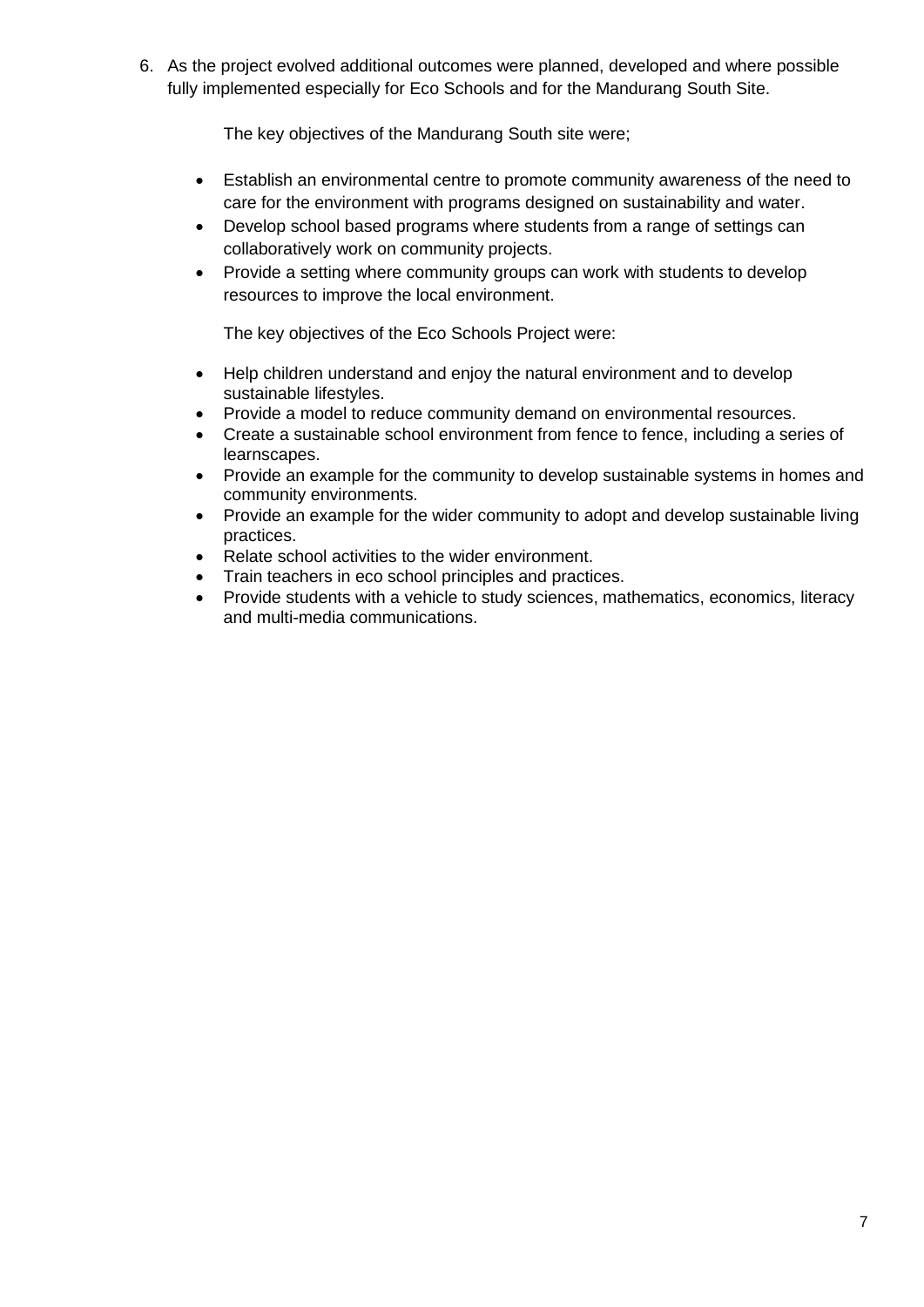6. As the project evolved additional outcomes were planned, developed and where possible fully implemented especially for Eco Schools and for the Mandurang South Site.

   The key objectives of the Mandurang South site were;

   - Establish an environmental centre to promote community awareness of the need to care for the environment with programs designed on sustainability and water.
   - Develop school based programs where students from a range of settings can collaboratively work on community projects.
   - Provide a setting where community groups can work with students to develop resources to improve the local environment.

   The key objectives of the Eco Schools Project were:

   - Help children understand and enjoy the natural environment and to develop sustainable lifestyles.
   - Provide a model to reduce community demand on environmental resources.
   - Create a sustainable school environment from fence to fence, including a series of learnscapes.
   - Provide an example for the community to develop sustainable systems in homes and community environments.
   - Provide an example for the wider community to adopt and develop sustainable living practices.
   - Relate school activities to the wider environment.
   - Train teachers in eco school principles and practices.
   - Provide students with a vehicle to study sciences, mathematics, economics, literacy and multi-media communications.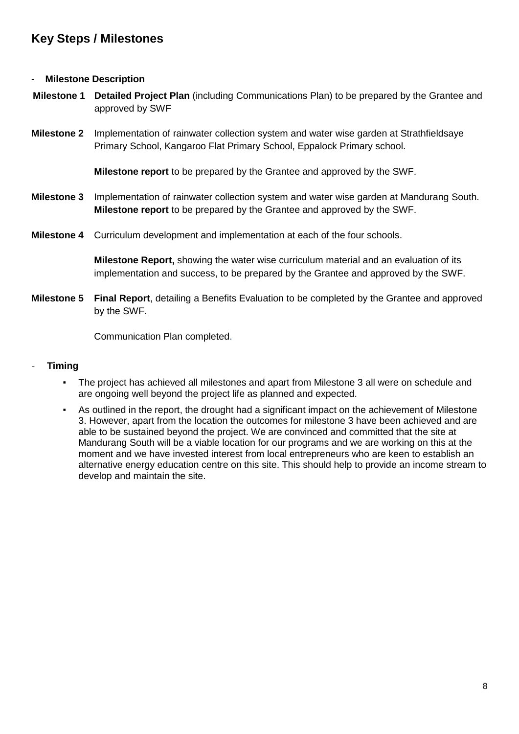## Key Steps / Milestones

- **Milestone Description**

**Milestone 1** **Detailed Project Plan** (including Communications Plan) to be prepared by the Grantee and approved by SWF

**Milestone 2** Implementation of rainwater collection system and water wise garden at Strathfieldsaye Primary School, Kangaroo Flat Primary School, Eppalock Primary school.

**Milestone report** to be prepared by the Grantee and approved by the SWF.

**Milestone 3** Implementation of rainwater collection system and water wise garden at Mandurang South. **Milestone report** to be prepared by the Grantee and approved by the SWF.

**Milestone 4** Curriculum development and implementation at each of the four schools.

**Milestone Report,** showing the water wise curriculum material and an evaluation of its implementation and success, to be prepared by the Grantee and approved by the SWF.

**Milestone 5** **Final Report**, detailing a Benefits Evaluation to be completed by the Grantee and approved by the SWF.

Communication Plan completed.

- **Timing**
  - The project has achieved all milestones and apart from Milestone 3 all were on schedule and are ongoing well beyond the project life as planned and expected.
  - As outlined in the report, the drought had a significant impact on the achievement of Milestone 3. However, apart from the location the outcomes for milestone 3 have been achieved and are able to be sustained beyond the project. We are convinced and committed that the site at Mandurang South will be a viable location for our programs and we are working on this at the moment and we have invested interest from local entrepreneurs who are keen to establish an alternative energy education centre on this site. This should help to provide an income stream to develop and maintain the site.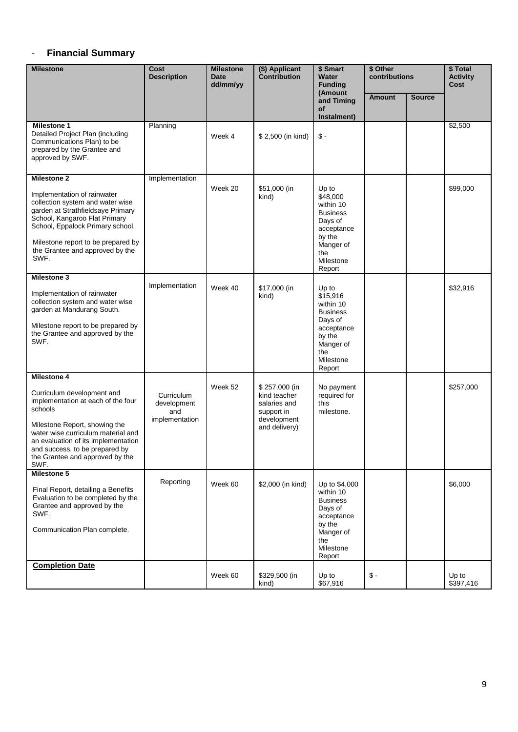- **Financial Summary**

| Milestone | Cost Description | Milestone Date dd/mm/yy | ($) Applicant Contribution | $ Smart Water Funding (Amount and Timing of Instalment) | $ Other contributions | | $ Total Activity Cost |
|---|---|---|---|---|---|---|---|
| | | | | | Amount | Source | |
| **Milestone 1** Detailed Project Plan (including Communications Plan) to be prepared by the Grantee and approved by SWF. | Planning | Week 4 | $ 2,500 (in kind) | $ - | | | $2,500 |
| **Milestone 2** Implementation of rainwater collection system and water wise garden at Strathfieldsaye Primary School, Kangaroo Flat Primary School, Eppalock Primary school. Milestone report to be prepared by the Grantee and approved by the SWF. | Implementation | Week 20 | $51,000 (in kind) | Up to $48,000 within 10 Business Days of acceptance by the Manger of the Milestone Report | | | $99,000 |
| **Milestone 3** Implementation of rainwater collection system and water wise garden at Mandurang South. Milestone report to be prepared by the Grantee and approved by the SWF. | Implementation | Week 40 | $17,000 (in kind) | Up to $15,916 within 10 Business Days of acceptance by the Manger of the Milestone Report | | | $32,916 |
| **Milestone 4** Curriculum development and implementation at each of the four schools. Milestone Report, showing the water wise curriculum material and an evaluation of its implementation and success, to be prepared by the Grantee and approved by the SWF. | Curriculum development and implementation | Week 52 | $ 257,000 (in kind teacher salaries and support in development and delivery) | No payment required for this milestone. | | | $257,000 |
| **Milestone 5** Final Report, detailing a Benefits Evaluation to be completed by the Grantee and approved by the SWF. Communication Plan complete. | Reporting | Week 60 | $2,000 (in kind) | Up to $4,000 within 10 Business Days of acceptance by the Manger of the Milestone Report | | | $6,000 |
| **Completion Date** | | Week 60 | $329,500 (in kind) | Up to $67,916 | $ - | | Up to $397,416 |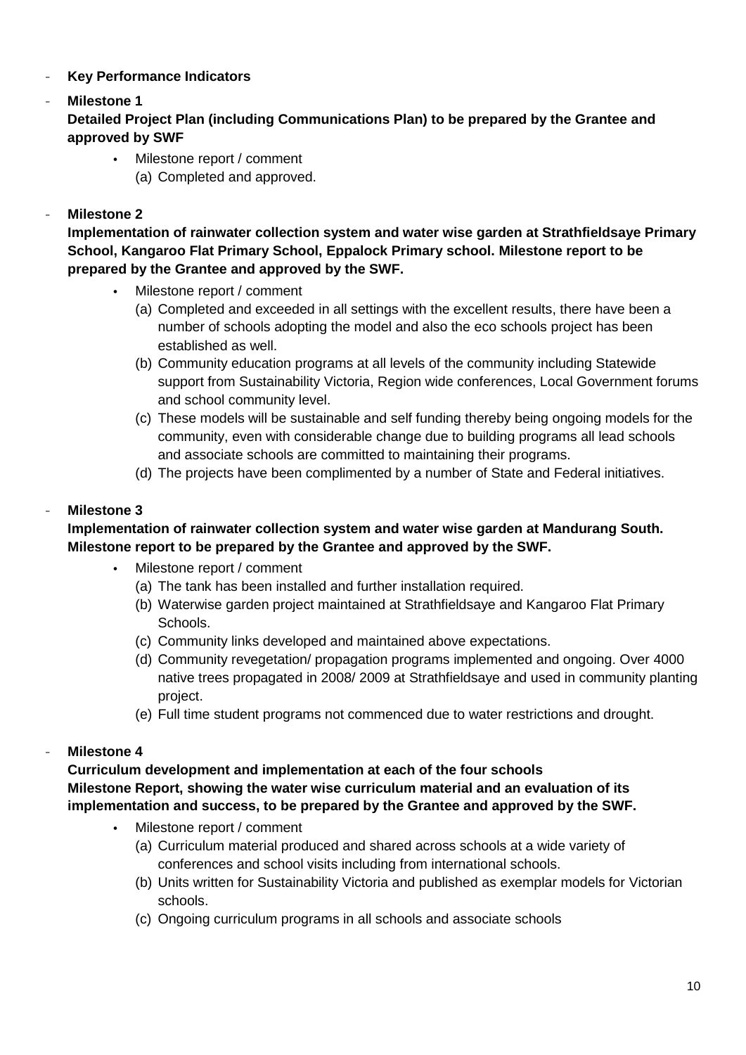- **Key Performance Indicators**
- **Milestone 1**
  **Detailed Project Plan (including Communications Plan) to be prepared by the Grantee and approved by SWF**
  - Milestone report / comment
    (a) Completed and approved.
- **Milestone 2**
  **Implementation of rainwater collection system and water wise garden at Strathfieldsaye Primary School, Kangaroo Flat Primary School, Eppalock Primary school. Milestone report to be prepared by the Grantee and approved by the SWF.**
  - Milestone report / comment
    (a) Completed and exceeded in all settings with the excellent results, there have been a number of schools adopting the model and also the eco schools project has been established as well.
    (b) Community education programs at all levels of the community including Statewide support from Sustainability Victoria, Region wide conferences, Local Government forums and school community level.
    (c) These models will be sustainable and self funding thereby being ongoing models for the community, even with considerable change due to building programs all lead schools and associate schools are committed to maintaining their programs.
    (d) The projects have been complimented by a number of State and Federal initiatives.
- **Milestone 3**
  **Implementation of rainwater collection system and water wise garden at Mandurang South. Milestone report to be prepared by the Grantee and approved by the SWF.**
  - Milestone report / comment
    (a) The tank has been installed and further installation required.
    (b) Waterwise garden project maintained at Strathfieldsaye and Kangaroo Flat Primary Schools.
    (c) Community links developed and maintained above expectations.
    (d) Community revegetation/ propagation programs implemented and ongoing. Over 4000 native trees propagated in 2008/ 2009 at Strathfieldsaye and used in community planting project.
    (e) Full time student programs not commenced due to water restrictions and drought.
- **Milestone 4**
  **Curriculum development and implementation at each of the four schools**
  **Milestone Report, showing the water wise curriculum material and an evaluation of its implementation and success, to be prepared by the Grantee and approved by the SWF.**
  - Milestone report / comment
    (a) Curriculum material produced and shared across schools at a wide variety of conferences and school visits including from international schools.
    (b) Units written for Sustainability Victoria and published as exemplar models for Victorian schools.
    (c) Ongoing curriculum programs in all schools and associate schools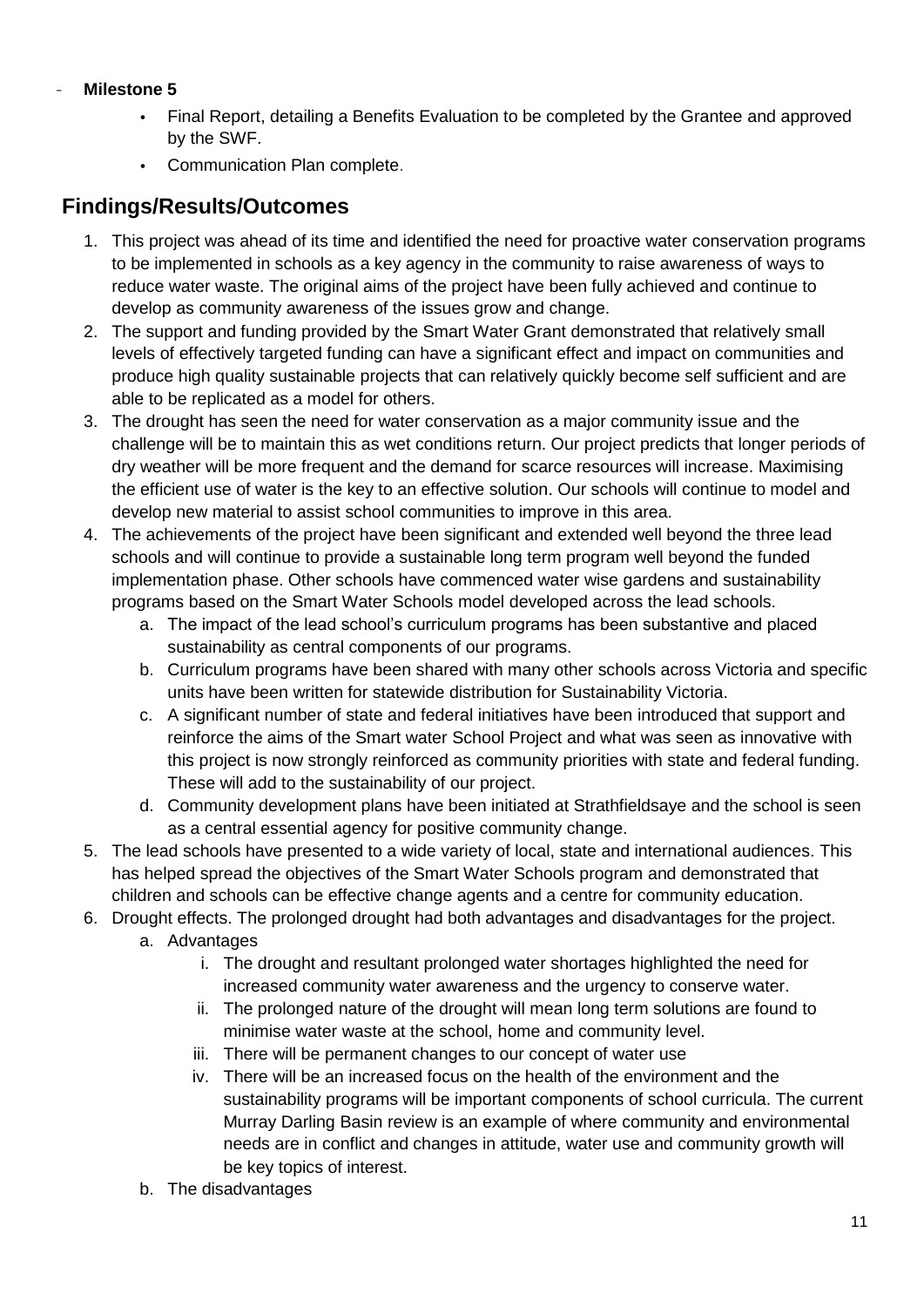- **Milestone 5**
    - Final Report, detailing a Benefits Evaluation to be completed by the Grantee and approved by the SWF.
    - Communication Plan complete.

## Findings/Results/Outcomes

1. This project was ahead of its time and identified the need for proactive water conservation programs to be implemented in schools as a key agency in the community to raise awareness of ways to reduce water waste. The original aims of the project have been fully achieved and continue to develop as community awareness of the issues grow and change.
2. The support and funding provided by the Smart Water Grant demonstrated that relatively small levels of effectively targeted funding can have a significant effect and impact on communities and produce high quality sustainable projects that can relatively quickly become self sufficient and are able to be replicated as a model for others.
3. The drought has seen the need for water conservation as a major community issue and the challenge will be to maintain this as wet conditions return. Our project predicts that longer periods of dry weather will be more frequent and the demand for scarce resources will increase. Maximising the efficient use of water is the key to an effective solution. Our schools will continue to model and develop new material to assist school communities to improve in this area.
4. The achievements of the project have been significant and extended well beyond the three lead schools and will continue to provide a sustainable long term program well beyond the funded implementation phase. Other schools have commenced water wise gardens and sustainability programs based on the Smart Water Schools model developed across the lead schools.
    a. The impact of the lead school's curriculum programs has been substantive and placed sustainability as central components of our programs.
    b. Curriculum programs have been shared with many other schools across Victoria and specific units have been written for statewide distribution for Sustainability Victoria.
    c. A significant number of state and federal initiatives have been introduced that support and reinforce the aims of the Smart water School Project and what was seen as innovative with this project is now strongly reinforced as community priorities with state and federal funding. These will add to the sustainability of our project.
    d. Community development plans have been initiated at Strathfieldsaye and the school is seen as a central essential agency for positive community change.
5. The lead schools have presented to a wide variety of local, state and international audiences. This has helped spread the objectives of the Smart Water Schools program and demonstrated that children and schools can be effective change agents and a centre for community education.
6. Drought effects. The prolonged drought had both advantages and disadvantages for the project.
    a. Advantages
        i. The drought and resultant prolonged water shortages highlighted the need for increased community water awareness and the urgency to conserve water.
        ii. The prolonged nature of the drought will mean long term solutions are found to minimise water waste at the school, home and community level.
        iii. There will be permanent changes to our concept of water use
        iv. There will be an increased focus on the health of the environment and the sustainability programs will be important components of school curricula. The current Murray Darling Basin review is an example of where community and environmental needs are in conflict and changes in attitude, water use and community growth will be key topics of interest.
    b. The disadvantages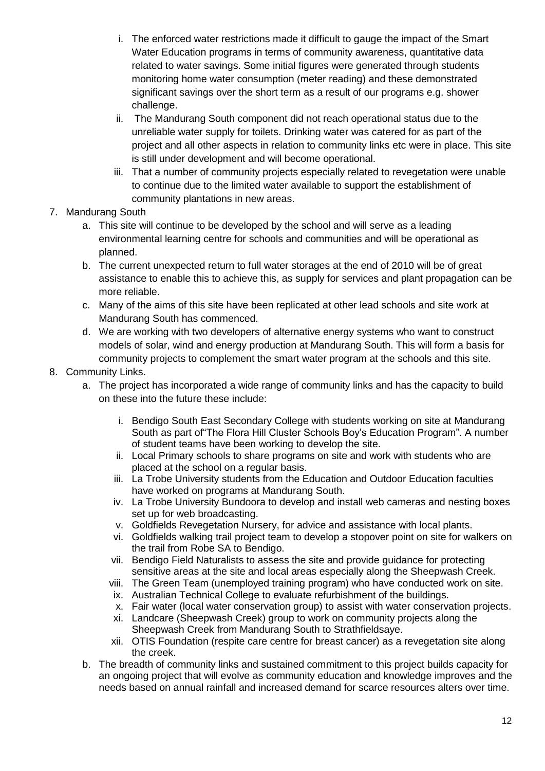i. The enforced water restrictions made it difficult to gauge the impact of the Smart Water Education programs in terms of community awareness, quantitative data related to water savings. Some initial figures were generated through students monitoring home water consumption (meter reading) and these demonstrated significant savings over the short term as a result of our programs e.g. shower challenge.
   ii. The Mandurang South component did not reach operational status due to the unreliable water supply for toilets. Drinking water was catered for as part of the project and all other aspects in relation to community links etc were in place. This site is still under development and will become operational.
   iii. That a number of community projects especially related to revegetation were unable to continue due to the limited water available to support the establishment of community plantations in new areas.

7. Mandurang South
   a. This site will continue to be developed by the school and will serve as a leading environmental learning centre for schools and communities and will be operational as planned.
   b. The current unexpected return to full water storages at the end of 2010 will be of great assistance to enable this to achieve this, as supply for services and plant propagation can be more reliable.
   c. Many of the aims of this site have been replicated at other lead schools and site work at Mandurang South has commenced.
   d. We are working with two developers of alternative energy systems who want to construct models of solar, wind and energy production at Mandurang South. This will form a basis for community projects to complement the smart water program at the schools and this site.

8. Community Links.
   a. The project has incorporated a wide range of community links and has the capacity to build on these into the future these include:
      i. Bendigo South East Secondary College with students working on site at Mandurang South as part of"The Flora Hill Cluster Schools Boy's Education Program". A number of student teams have been working to develop the site.
      ii. Local Primary schools to share programs on site and work with students who are placed at the school on a regular basis.
      iii. La Trobe University students from the Education and Outdoor Education faculties have worked on programs at Mandurang South.
      iv. La Trobe University Bundoora to develop and install web cameras and nesting boxes set up for web broadcasting.
      v. Goldfields Revegetation Nursery, for advice and assistance with local plants.
      vi. Goldfields walking trail project team to develop a stopover point on site for walkers on the trail from Robe SA to Bendigo.
      vii. Bendigo Field Naturalists to assess the site and provide guidance for protecting sensitive areas at the site and local areas especially along the Sheepwash Creek.
      viii. The Green Team (unemployed training program) who have conducted work on site.
      ix. Australian Technical College to evaluate refurbishment of the buildings.
      x. Fair water (local water conservation group) to assist with water conservation projects.
      xi. Landcare (Sheepwash Creek) group to work on community projects along the Sheepwash Creek from Mandurang South to Strathfieldsaye.
      xii. OTIS Foundation (respite care centre for breast cancer) as a revegetation site along the creek.
   b. The breadth of community links and sustained commitment to this project builds capacity for an ongoing project that will evolve as community education and knowledge improves and the needs based on annual rainfall and increased demand for scarce resources alters over time.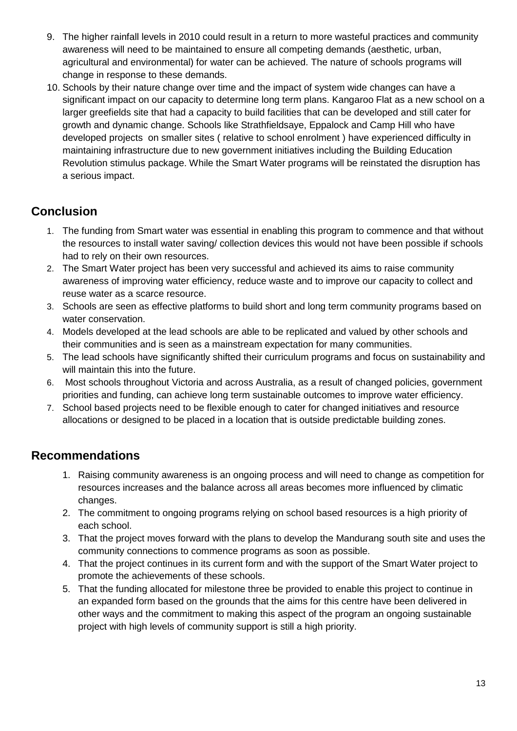9. The higher rainfall levels in 2010 could result in a return to more wasteful practices and community awareness will need to be maintained to ensure all competing demands (aesthetic, urban, agricultural and environmental) for water can be achieved. The nature of schools programs will change in response to these demands.
10. Schools by their nature change over time and the impact of system wide changes can have a significant impact on our capacity to determine long term plans. Kangaroo Flat as a new school on a larger greefields site that had a capacity to build facilities that can be developed and still cater for growth and dynamic change. Schools like Strathfieldsaye, Eppalock and Camp Hill who have developed projects on smaller sites ( relative to school enrolment ) have experienced difficulty in maintaining infrastructure due to new government initiatives including the Building Education Revolution stimulus package. While the Smart Water programs will be reinstated the disruption has a serious impact.

## Conclusion

1. The funding from Smart water was essential in enabling this program to commence and that without the resources to install water saving/ collection devices this would not have been possible if schools had to rely on their own resources.
2. The Smart Water project has been very successful and achieved its aims to raise community awareness of improving water efficiency, reduce waste and to improve our capacity to collect and reuse water as a scarce resource.
3. Schools are seen as effective platforms to build short and long term community programs based on water conservation.
4. Models developed at the lead schools are able to be replicated and valued by other schools and their communities and is seen as a mainstream expectation for many communities.
5. The lead schools have significantly shifted their curriculum programs and focus on sustainability and will maintain this into the future.
6. Most schools throughout Victoria and across Australia, as a result of changed policies, government priorities and funding, can achieve long term sustainable outcomes to improve water efficiency.
7. School based projects need to be flexible enough to cater for changed initiatives and resource allocations or designed to be placed in a location that is outside predictable building zones.

## Recommendations

1. Raising community awareness is an ongoing process and will need to change as competition for resources increases and the balance across all areas becomes more influenced by climatic changes.
2. The commitment to ongoing programs relying on school based resources is a high priority of each school.
3. That the project moves forward with the plans to develop the Mandurang south site and uses the community connections to commence programs as soon as possible.
4. That the project continues in its current form and with the support of the Smart Water project to promote the achievements of these schools.
5. That the funding allocated for milestone three be provided to enable this project to continue in an expanded form based on the grounds that the aims for this centre have been delivered in other ways and the commitment to making this aspect of the program an ongoing sustainable project with high levels of community support is still a high priority.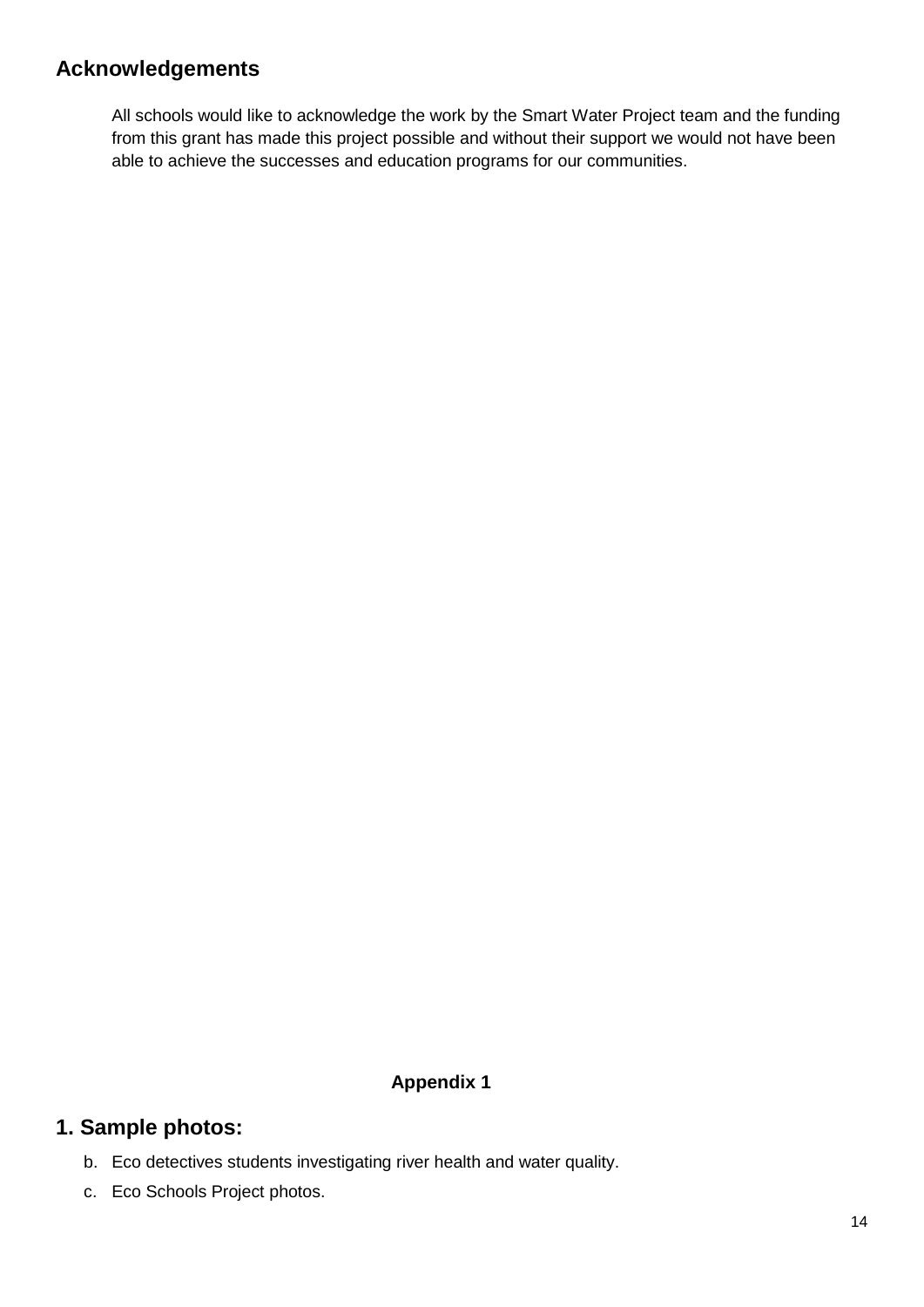## Acknowledgements

All schools would like to acknowledge the work by the Smart Water Project team and the funding from this grant has made this project possible and without their support we would not have been able to achieve the successes and education programs for our communities.

**Appendix 1**

## 1. Sample photos:

b. Eco detectives students investigating river health and water quality.

c. Eco Schools Project photos.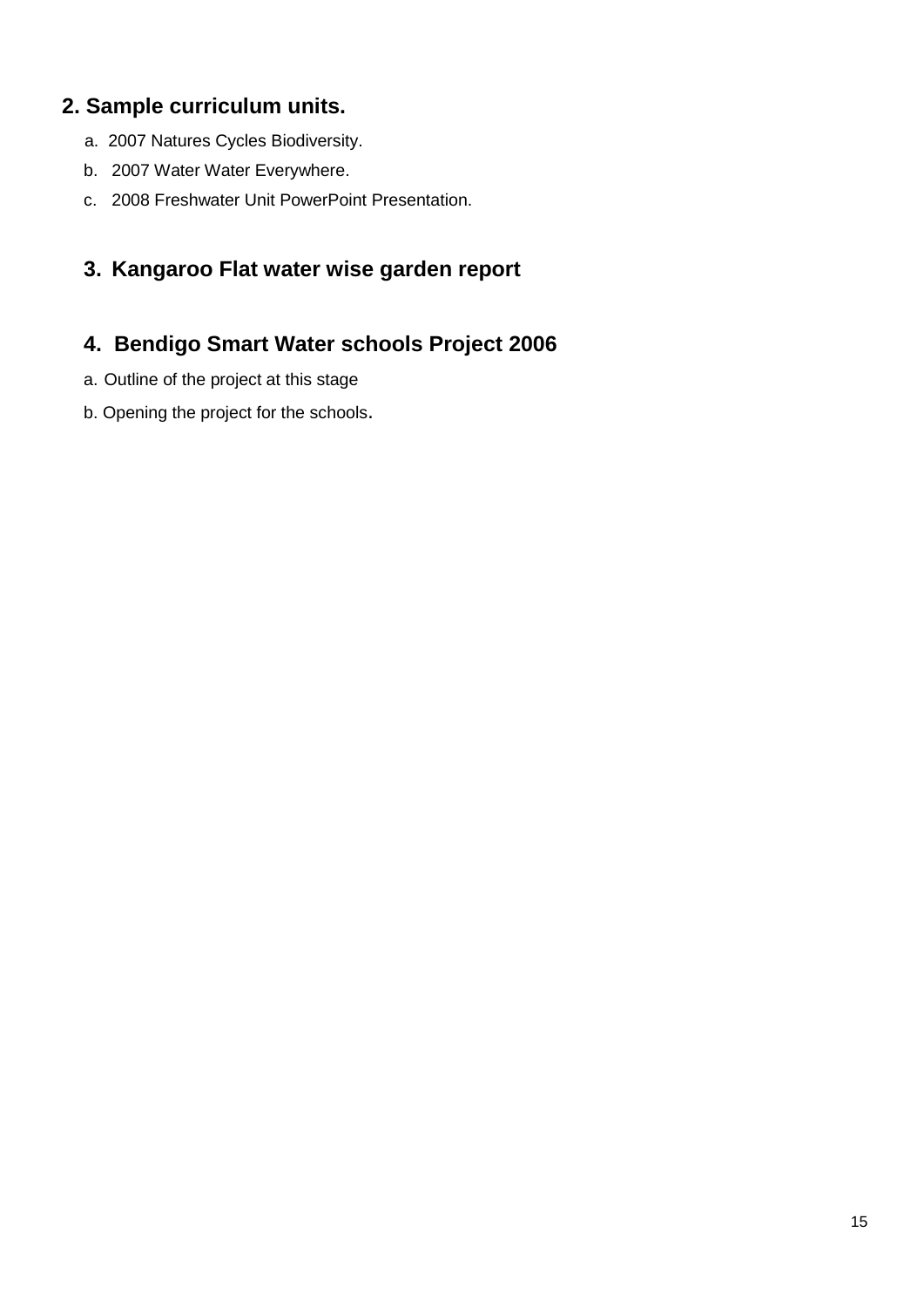## 2. Sample curriculum units.

a. 2007 Natures Cycles Biodiversity.

b. 2007 Water Water Everywhere.

c. 2008 Freshwater Unit PowerPoint Presentation.

## 3. Kangaroo Flat water wise garden report

## 4. Bendigo Smart Water schools Project 2006

a. Outline of the project at this stage

b. Opening the project for the schools.